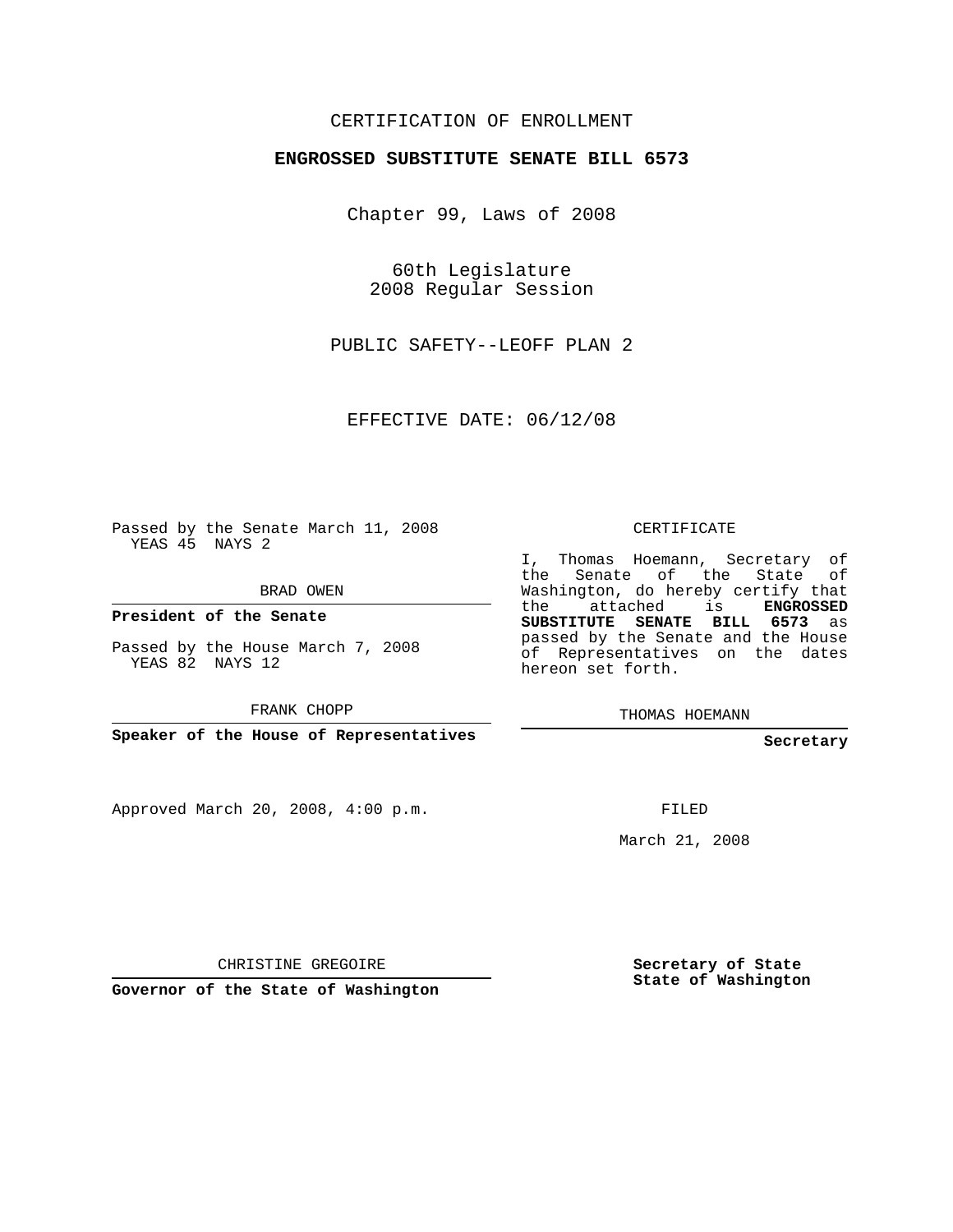CERTIFICATION OF ENROLLMENT

**ENGROSSED SUBSTITUTE SENATE BILL 6573**

Chapter 99, Laws of 2008

60th Legislature
2008 Regular Session

PUBLIC SAFETY--LEOFF PLAN 2

EFFECTIVE DATE: 06/12/08

Passed by the Senate March 11, 2008
YEAS 45 NAYS 2

BRAD OWEN

**President of the Senate**

Passed by the House March 7, 2008
YEAS 82 NAYS 12

FRANK CHOPP

**Speaker of the House of Representatives**

CERTIFICATE

I, Thomas Hoemann, Secretary of the Senate of the State of Washington, do hereby certify that the attached is **ENGROSSED SUBSTITUTE SENATE BILL 6573** as passed by the Senate and the House of Representatives on the dates hereon set forth.

THOMAS HOEMANN

**Secretary**

Approved March 20, 2008, 4:00 p.m.

FILED

March 21, 2008

CHRISTINE GREGOIRE

**Governor of the State of Washington**

**Secretary of State**
**State of Washington**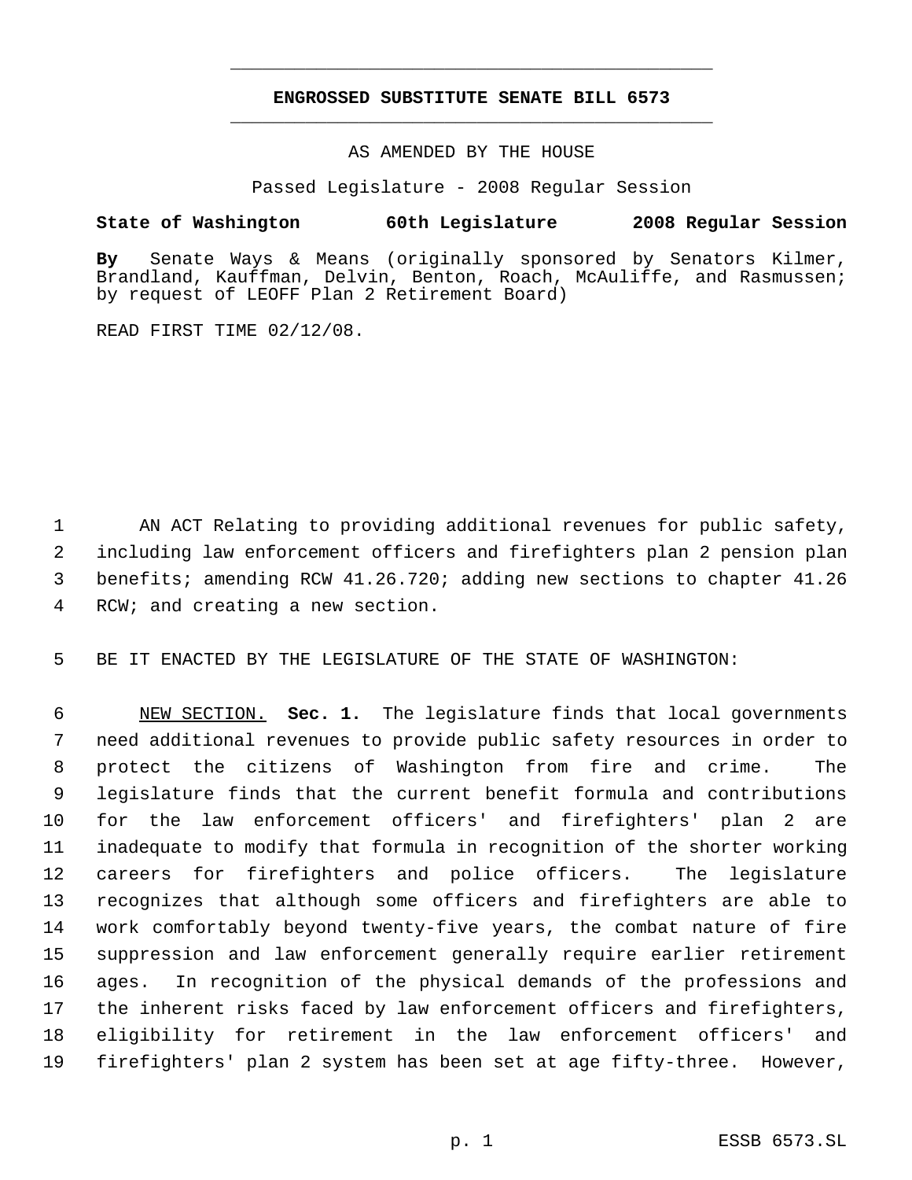**ENGROSSED SUBSTITUTE SENATE BILL 6573**

AS AMENDED BY THE HOUSE

Passed Legislature - 2008 Regular Session

**State of Washington 60th Legislature 2008 Regular Session**

**By** Senate Ways & Means (originally sponsored by Senators Kilmer, Brandland, Kauffman, Delvin, Benton, Roach, McAuliffe, and Rasmussen; by request of LEOFF Plan 2 Retirement Board)

READ FIRST TIME 02/12/08.

AN ACT Relating to providing additional revenues for public safety, including law enforcement officers and firefighters plan 2 pension plan benefits; amending RCW 41.26.720; adding new sections to chapter 41.26 RCW; and creating a new section.

BE IT ENACTED BY THE LEGISLATURE OF THE STATE OF WASHINGTON:

NEW SECTION. **Sec. 1.** The legislature finds that local governments need additional revenues to provide public safety resources in order to protect the citizens of Washington from fire and crime. The legislature finds that the current benefit formula and contributions for the law enforcement officers' and firefighters' plan 2 are inadequate to modify that formula in recognition of the shorter working careers for firefighters and police officers. The legislature recognizes that although some officers and firefighters are able to work comfortably beyond twenty-five years, the combat nature of fire suppression and law enforcement generally require earlier retirement ages. In recognition of the physical demands of the professions and the inherent risks faced by law enforcement officers and firefighters, eligibility for retirement in the law enforcement officers' and firefighters' plan 2 system has been set at age fifty-three. However,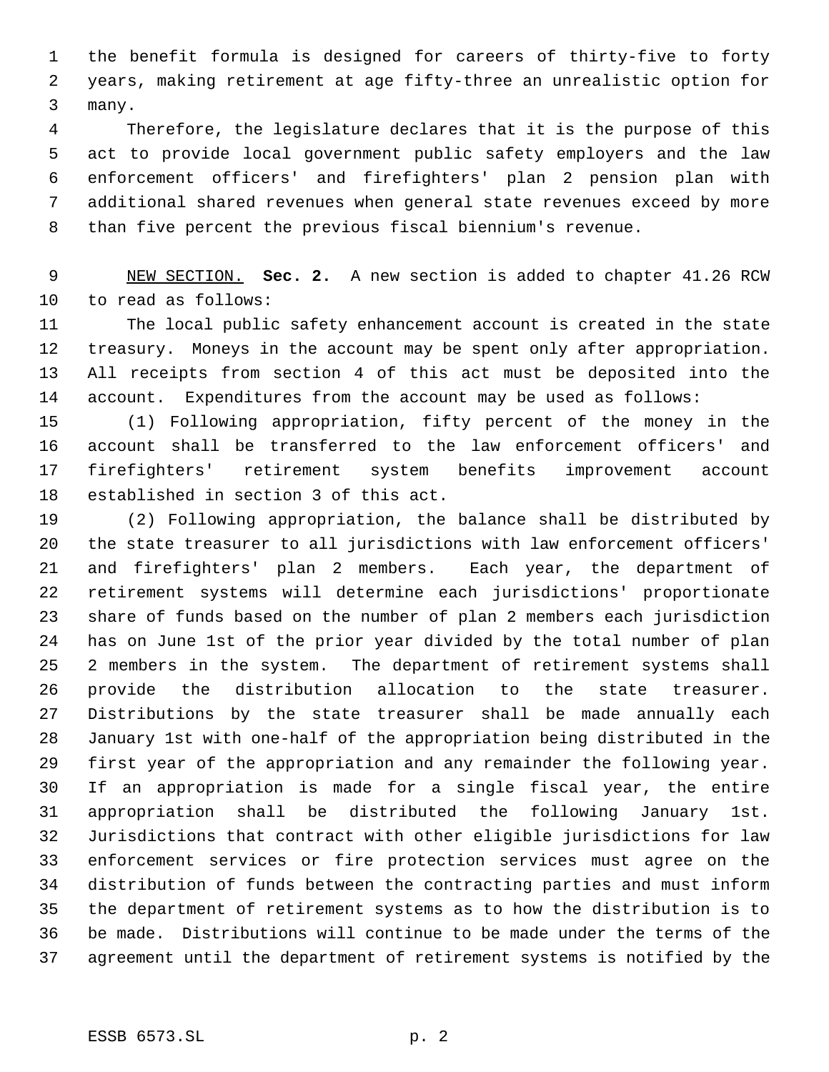the benefit formula is designed for careers of thirty-five to forty years, making retirement at age fifty-three an unrealistic option for many.

Therefore, the legislature declares that it is the purpose of this act to provide local government public safety employers and the law enforcement officers' and firefighters' plan 2 pension plan with additional shared revenues when general state revenues exceed by more than five percent the previous fiscal biennium's revenue.

NEW SECTION. **Sec. 2.** A new section is added to chapter 41.26 RCW to read as follows:

The local public safety enhancement account is created in the state treasury. Moneys in the account may be spent only after appropriation. All receipts from section 4 of this act must be deposited into the account. Expenditures from the account may be used as follows:

(1) Following appropriation, fifty percent of the money in the account shall be transferred to the law enforcement officers' and firefighters' retirement system benefits improvement account established in section 3 of this act.

(2) Following appropriation, the balance shall be distributed by the state treasurer to all jurisdictions with law enforcement officers' and firefighters' plan 2 members. Each year, the department of retirement systems will determine each jurisdictions' proportionate share of funds based on the number of plan 2 members each jurisdiction has on June 1st of the prior year divided by the total number of plan 2 members in the system. The department of retirement systems shall provide the distribution allocation to the state treasurer. Distributions by the state treasurer shall be made annually each January 1st with one-half of the appropriation being distributed in the first year of the appropriation and any remainder the following year. If an appropriation is made for a single fiscal year, the entire appropriation shall be distributed the following January 1st. Jurisdictions that contract with other eligible jurisdictions for law enforcement services or fire protection services must agree on the distribution of funds between the contracting parties and must inform the department of retirement systems as to how the distribution is to be made. Distributions will continue to be made under the terms of the agreement until the department of retirement systems is notified by the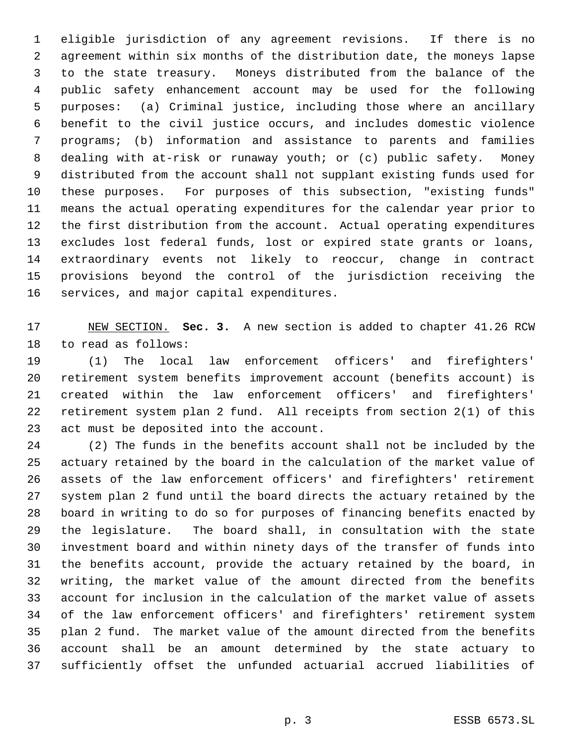eligible jurisdiction of any agreement revisions. If there is no agreement within six months of the distribution date, the moneys lapse to the state treasury. Moneys distributed from the balance of the public safety enhancement account may be used for the following purposes: (a) Criminal justice, including those where an ancillary benefit to the civil justice occurs, and includes domestic violence programs; (b) information and assistance to parents and families dealing with at-risk or runaway youth; or (c) public safety. Money distributed from the account shall not supplant existing funds used for these purposes. For purposes of this subsection, "existing funds" means the actual operating expenditures for the calendar year prior to the first distribution from the account. Actual operating expenditures excludes lost federal funds, lost or expired state grants or loans, extraordinary events not likely to reoccur, change in contract provisions beyond the control of the jurisdiction receiving the services, and major capital expenditures.

NEW SECTION. **Sec. 3.** A new section is added to chapter 41.26 RCW to read as follows:

(1) The local law enforcement officers' and firefighters' retirement system benefits improvement account (benefits account) is created within the law enforcement officers' and firefighters' retirement system plan 2 fund. All receipts from section 2(1) of this act must be deposited into the account.

(2) The funds in the benefits account shall not be included by the actuary retained by the board in the calculation of the market value of assets of the law enforcement officers' and firefighters' retirement system plan 2 fund until the board directs the actuary retained by the board in writing to do so for purposes of financing benefits enacted by the legislature. The board shall, in consultation with the state investment board and within ninety days of the transfer of funds into the benefits account, provide the actuary retained by the board, in writing, the market value of the amount directed from the benefits account for inclusion in the calculation of the market value of assets of the law enforcement officers' and firefighters' retirement system plan 2 fund. The market value of the amount directed from the benefits account shall be an amount determined by the state actuary to sufficiently offset the unfunded actuarial accrued liabilities of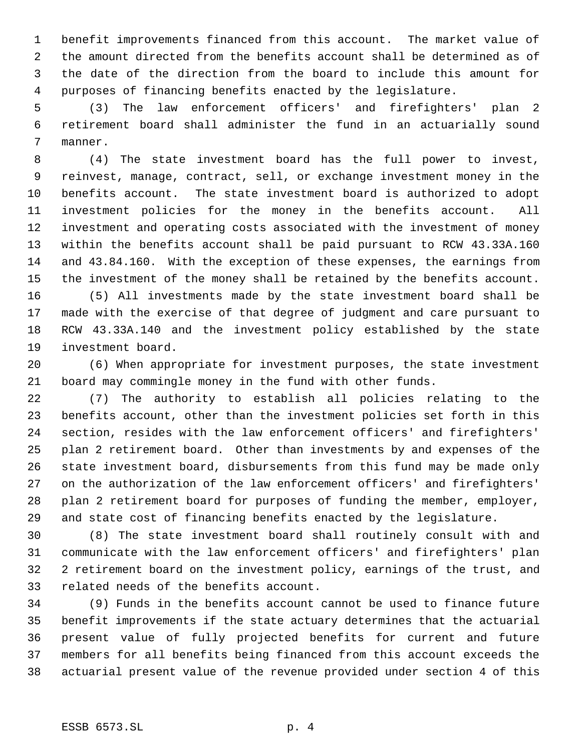benefit improvements financed from this account. The market value of the amount directed from the benefits account shall be determined as of the date of the direction from the board to include this amount for purposes of financing benefits enacted by the legislature.

(3) The law enforcement officers' and firefighters' plan 2 retirement board shall administer the fund in an actuarially sound manner.

(4) The state investment board has the full power to invest, reinvest, manage, contract, sell, or exchange investment money in the benefits account. The state investment board is authorized to adopt investment policies for the money in the benefits account. All investment and operating costs associated with the investment of money within the benefits account shall be paid pursuant to RCW 43.33A.160 and 43.84.160. With the exception of these expenses, the earnings from the investment of the money shall be retained by the benefits account.

(5) All investments made by the state investment board shall be made with the exercise of that degree of judgment and care pursuant to RCW 43.33A.140 and the investment policy established by the state investment board.

(6) When appropriate for investment purposes, the state investment board may commingle money in the fund with other funds.

(7) The authority to establish all policies relating to the benefits account, other than the investment policies set forth in this section, resides with the law enforcement officers' and firefighters' plan 2 retirement board. Other than investments by and expenses of the state investment board, disbursements from this fund may be made only on the authorization of the law enforcement officers' and firefighters' plan 2 retirement board for purposes of funding the member, employer, and state cost of financing benefits enacted by the legislature.

(8) The state investment board shall routinely consult with and communicate with the law enforcement officers' and firefighters' plan 2 retirement board on the investment policy, earnings of the trust, and related needs of the benefits account.

(9) Funds in the benefits account cannot be used to finance future benefit improvements if the state actuary determines that the actuarial present value of fully projected benefits for current and future members for all benefits being financed from this account exceeds the actuarial present value of the revenue provided under section 4 of this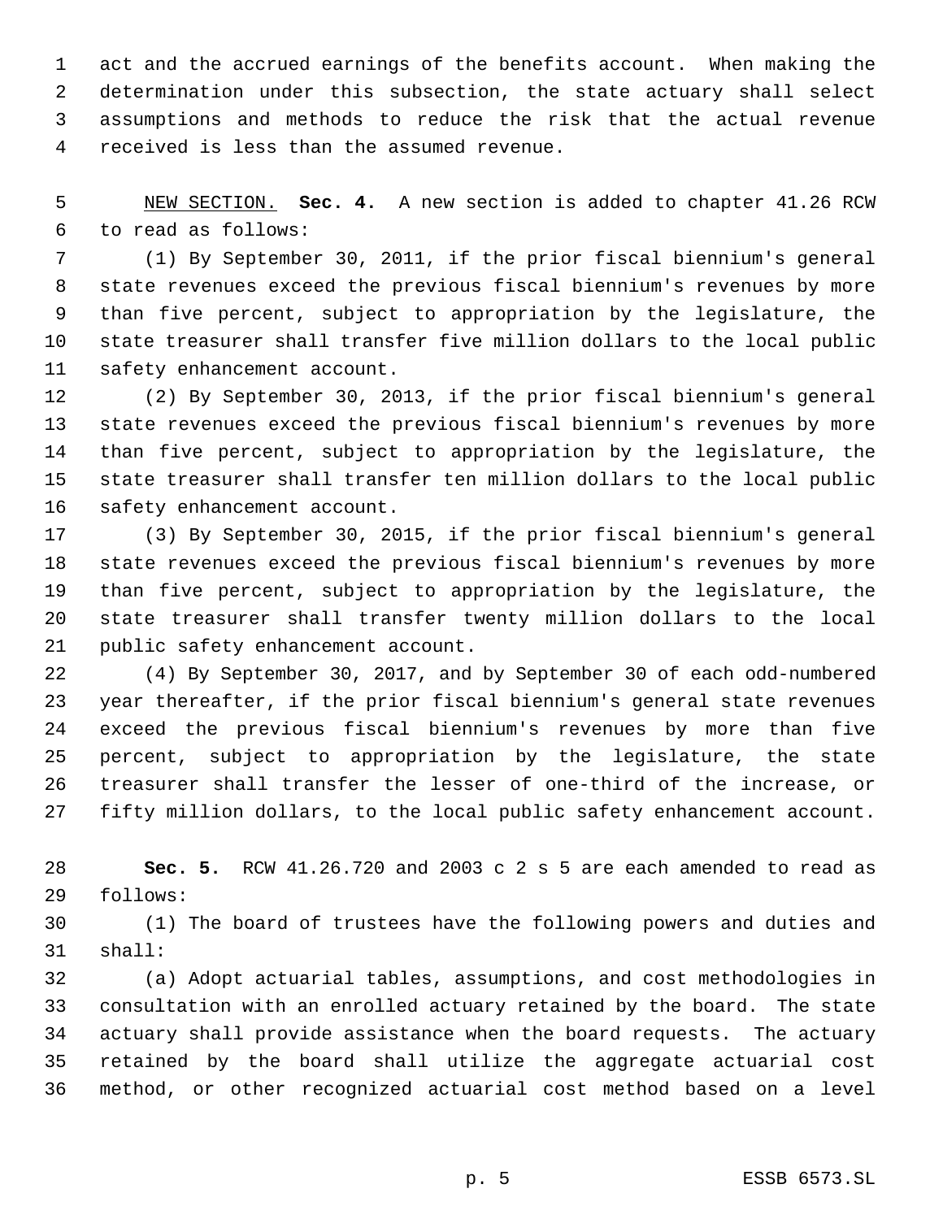act and the accrued earnings of the benefits account. When making the determination under this subsection, the state actuary shall select assumptions and methods to reduce the risk that the actual revenue received is less than the assumed revenue.

NEW SECTION. **Sec. 4.** A new section is added to chapter 41.26 RCW to read as follows:

(1) By September 30, 2011, if the prior fiscal biennium's general state revenues exceed the previous fiscal biennium's revenues by more than five percent, subject to appropriation by the legislature, the state treasurer shall transfer five million dollars to the local public safety enhancement account.

(2) By September 30, 2013, if the prior fiscal biennium's general state revenues exceed the previous fiscal biennium's revenues by more than five percent, subject to appropriation by the legislature, the state treasurer shall transfer ten million dollars to the local public safety enhancement account.

(3) By September 30, 2015, if the prior fiscal biennium's general state revenues exceed the previous fiscal biennium's revenues by more than five percent, subject to appropriation by the legislature, the state treasurer shall transfer twenty million dollars to the local public safety enhancement account.

(4) By September 30, 2017, and by September 30 of each odd-numbered year thereafter, if the prior fiscal biennium's general state revenues exceed the previous fiscal biennium's revenues by more than five percent, subject to appropriation by the legislature, the state treasurer shall transfer the lesser of one-third of the increase, or fifty million dollars, to the local public safety enhancement account.

**Sec. 5.** RCW 41.26.720 and 2003 c 2 s 5 are each amended to read as follows:

(1) The board of trustees have the following powers and duties and shall:

(a) Adopt actuarial tables, assumptions, and cost methodologies in consultation with an enrolled actuary retained by the board. The state actuary shall provide assistance when the board requests. The actuary retained by the board shall utilize the aggregate actuarial cost method, or other recognized actuarial cost method based on a level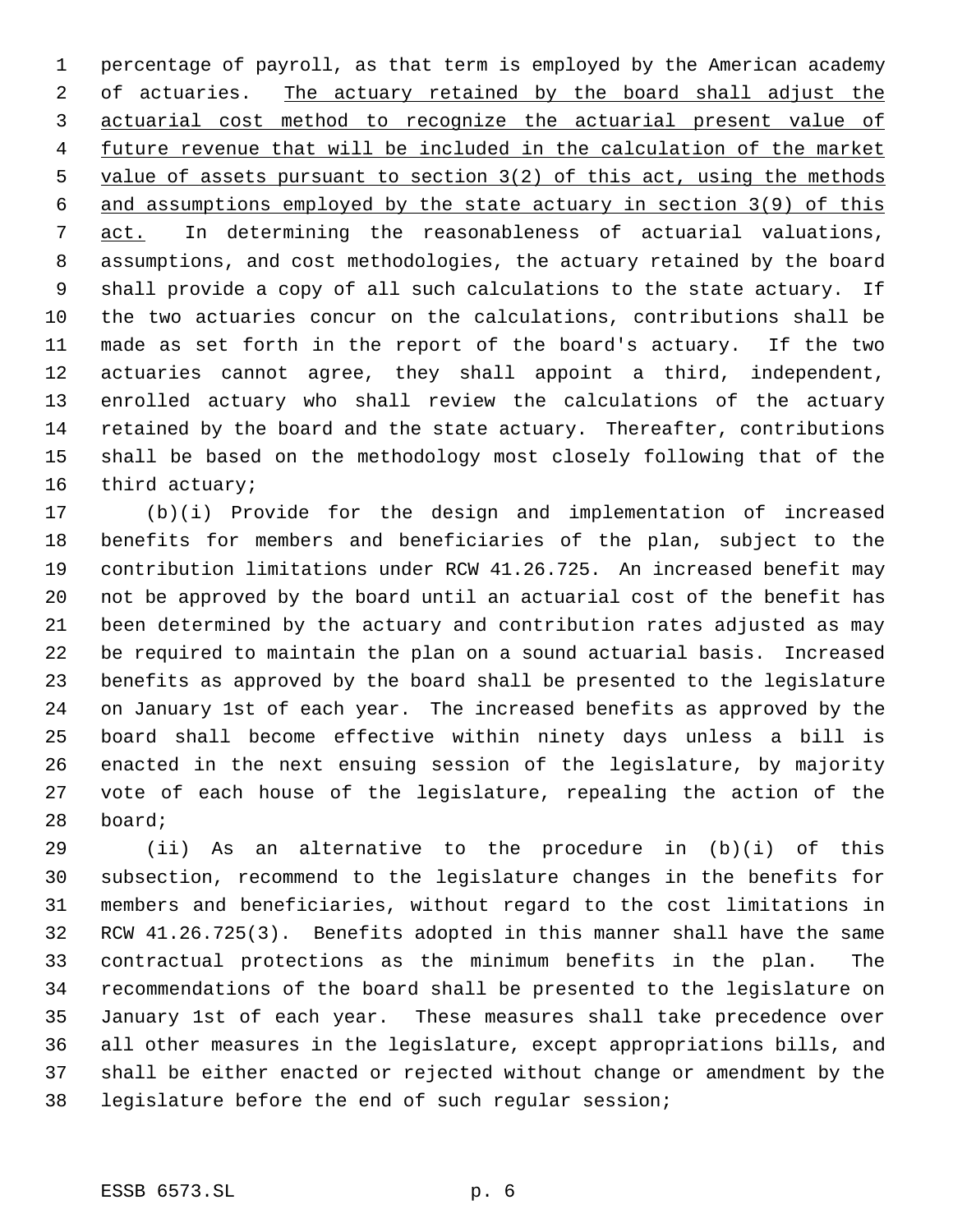percentage of payroll, as that term is employed by the American academy of actuaries. <u>The actuary retained by the board shall adjust the actuarial cost method to recognize the actuarial present value of future revenue that will be included in the calculation of the market value of assets pursuant to section 3(2) of this act, using the methods and assumptions employed by the state actuary in section 3(9) of this act.</u> In determining the reasonableness of actuarial valuations, assumptions, and cost methodologies, the actuary retained by the board shall provide a copy of all such calculations to the state actuary. If the two actuaries concur on the calculations, contributions shall be made as set forth in the report of the board's actuary. If the two actuaries cannot agree, they shall appoint a third, independent, enrolled actuary who shall review the calculations of the actuary retained by the board and the state actuary. Thereafter, contributions shall be based on the methodology most closely following that of the third actuary;

(b)(i) Provide for the design and implementation of increased benefits for members and beneficiaries of the plan, subject to the contribution limitations under RCW 41.26.725. An increased benefit may not be approved by the board until an actuarial cost of the benefit has been determined by the actuary and contribution rates adjusted as may be required to maintain the plan on a sound actuarial basis. Increased benefits as approved by the board shall be presented to the legislature on January 1st of each year. The increased benefits as approved by the board shall become effective within ninety days unless a bill is enacted in the next ensuing session of the legislature, by majority vote of each house of the legislature, repealing the action of the board;

(ii) As an alternative to the procedure in (b)(i) of this subsection, recommend to the legislature changes in the benefits for members and beneficiaries, without regard to the cost limitations in RCW 41.26.725(3). Benefits adopted in this manner shall have the same contractual protections as the minimum benefits in the plan. The recommendations of the board shall be presented to the legislature on January 1st of each year. These measures shall take precedence over all other measures in the legislature, except appropriations bills, and shall be either enacted or rejected without change or amendment by the legislature before the end of such regular session;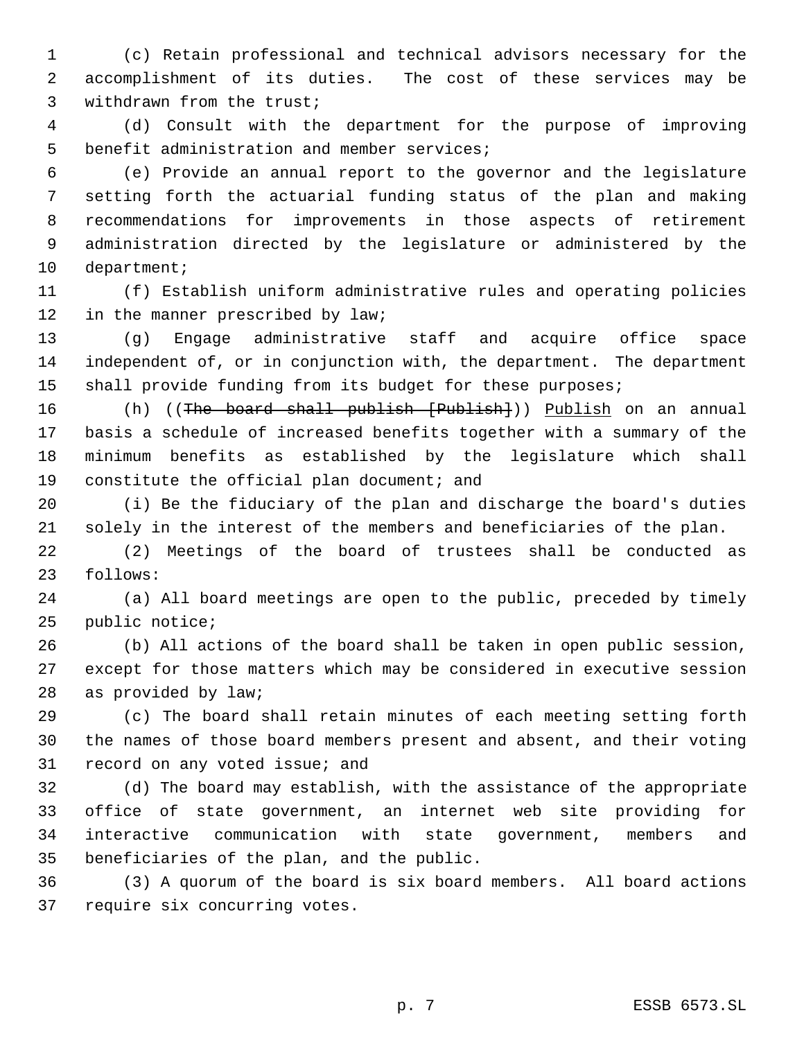(c) Retain professional and technical advisors necessary for the accomplishment of its duties. The cost of these services may be withdrawn from the trust;

(d) Consult with the department for the purpose of improving benefit administration and member services;

(e) Provide an annual report to the governor and the legislature setting forth the actuarial funding status of the plan and making recommendations for improvements in those aspects of retirement administration directed by the legislature or administered by the department;

(f) Establish uniform administrative rules and operating policies in the manner prescribed by law;

(g) Engage administrative staff and acquire office space independent of, or in conjunction with, the department. The department shall provide funding from its budget for these purposes;

(h) ((~~The board shall publish [Publish]~~)) Publish on an annual basis a schedule of increased benefits together with a summary of the minimum benefits as established by the legislature which shall constitute the official plan document; and

(i) Be the fiduciary of the plan and discharge the board's duties solely in the interest of the members and beneficiaries of the plan.

(2) Meetings of the board of trustees shall be conducted as follows:

(a) All board meetings are open to the public, preceded by timely public notice;

(b) All actions of the board shall be taken in open public session, except for those matters which may be considered in executive session as provided by law;

(c) The board shall retain minutes of each meeting setting forth the names of those board members present and absent, and their voting record on any voted issue; and

(d) The board may establish, with the assistance of the appropriate office of state government, an internet web site providing for interactive communication with state government, members and beneficiaries of the plan, and the public.

(3) A quorum of the board is six board members. All board actions require six concurring votes.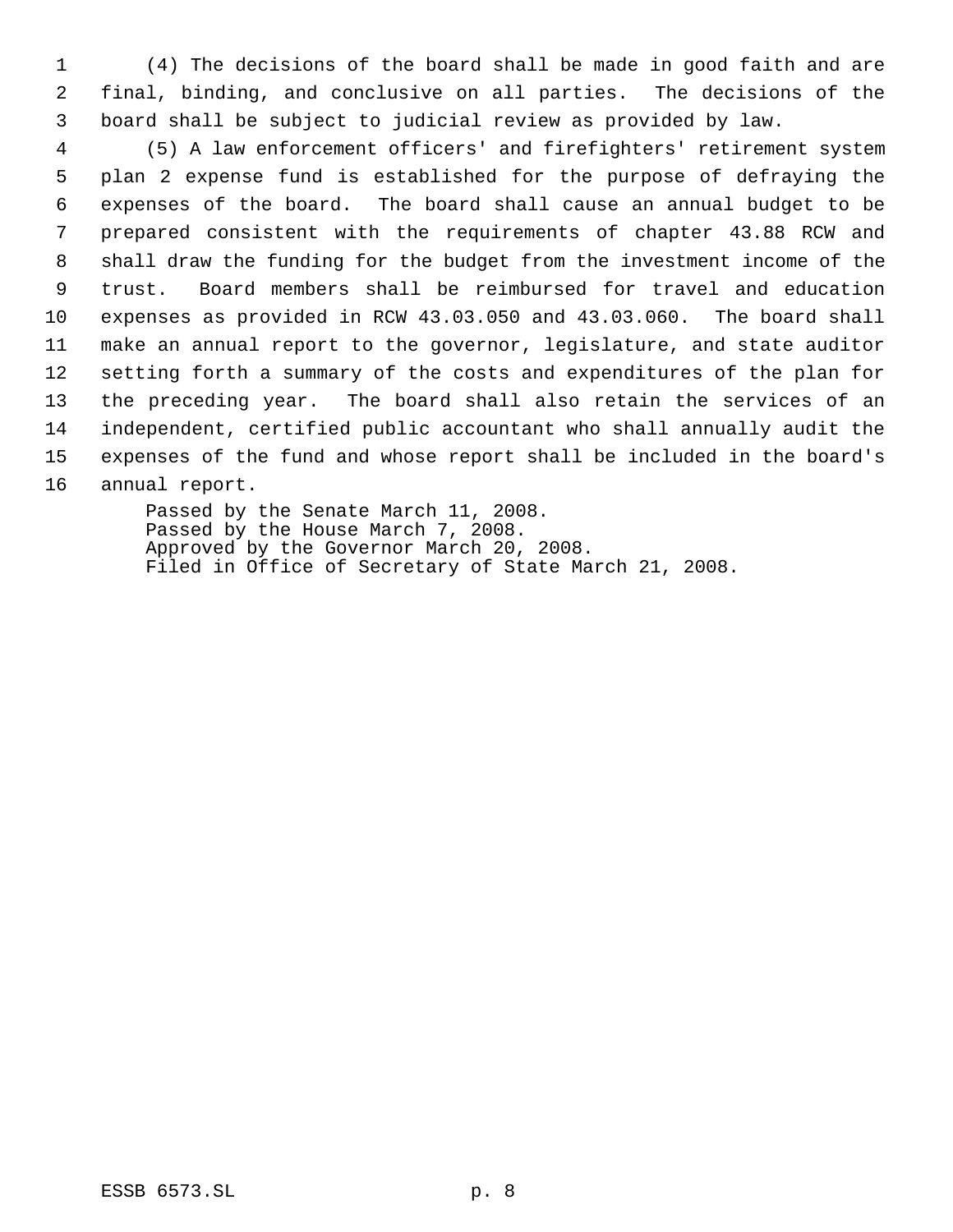(4) The decisions of the board shall be made in good faith and are final, binding, and conclusive on all parties. The decisions of the board shall be subject to judicial review as provided by law.

(5) A law enforcement officers' and firefighters' retirement system plan 2 expense fund is established for the purpose of defraying the expenses of the board. The board shall cause an annual budget to be prepared consistent with the requirements of chapter 43.88 RCW and shall draw the funding for the budget from the investment income of the trust. Board members shall be reimbursed for travel and education expenses as provided in RCW 43.03.050 and 43.03.060. The board shall make an annual report to the governor, legislature, and state auditor setting forth a summary of the costs and expenditures of the plan for the preceding year. The board shall also retain the services of an independent, certified public accountant who shall annually audit the expenses of the fund and whose report shall be included in the board's annual report.

Passed by the Senate March 11, 2008.
Passed by the House March 7, 2008.
Approved by the Governor March 20, 2008.
Filed in Office of Secretary of State March 21, 2008.